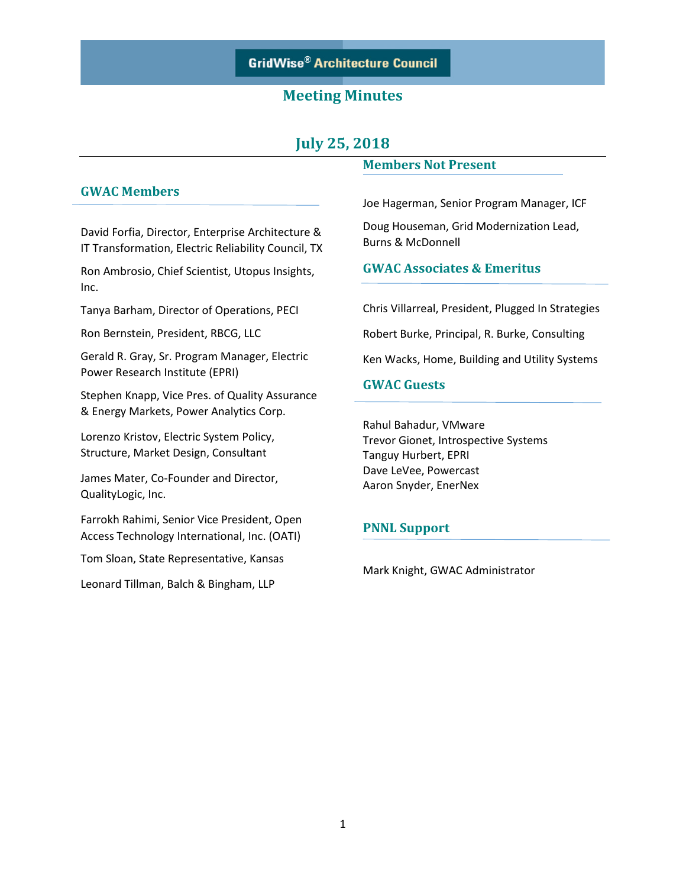# GridWise® Architecture Council

## Meeting Minutes

## July 25, 2018

### GWAC Members

David Forfia, Director, Enterprise Architecture & IT Transformation, Electric Reliability Council, TX

Ron Ambrosio, Chief Scientist, Utopus Insights, Inc.

Tanya Barham, Director of Operations, PECI

Ron Bernstein, President, RBCG, LLC

Gerald R. Gray, Sr. Program Manager, Electric Power Research Institute (EPRI)

Stephen Knapp, Vice Pres. of Quality Assurance & Energy Markets, Power Analytics Corp.

Lorenzo Kristov, Electric System Policy, Structure, Market Design, Consultant

James Mater, Co-Founder and Director, QualityLogic, Inc.

Farrokh Rahimi, Senior Vice President, Open Access Technology International, Inc. (OATI)

Tom Sloan, State Representative, Kansas

Leonard Tillman, Balch & Bingham, LLP

### Members Not Present

Joe Hagerman, Senior Program Manager, ICF

Doug Houseman, Grid Modernization Lead, Burns & McDonnell

### GWAC Associates & Emeritus

Chris Villarreal, President, Plugged In Strategies

Robert Burke, Principal, R. Burke, Consulting

Ken Wacks, Home, Building and Utility Systems

### GWAC Guests

Rahul Bahadur, VMware  
Trevor Gionet, Introspective Systems  
Tanguy Hurbert, EPRI  
Dave LeVee, Powercast  
Aaron Snyder, EnerNex

### PNNL Support

Mark Knight, GWAC Administrator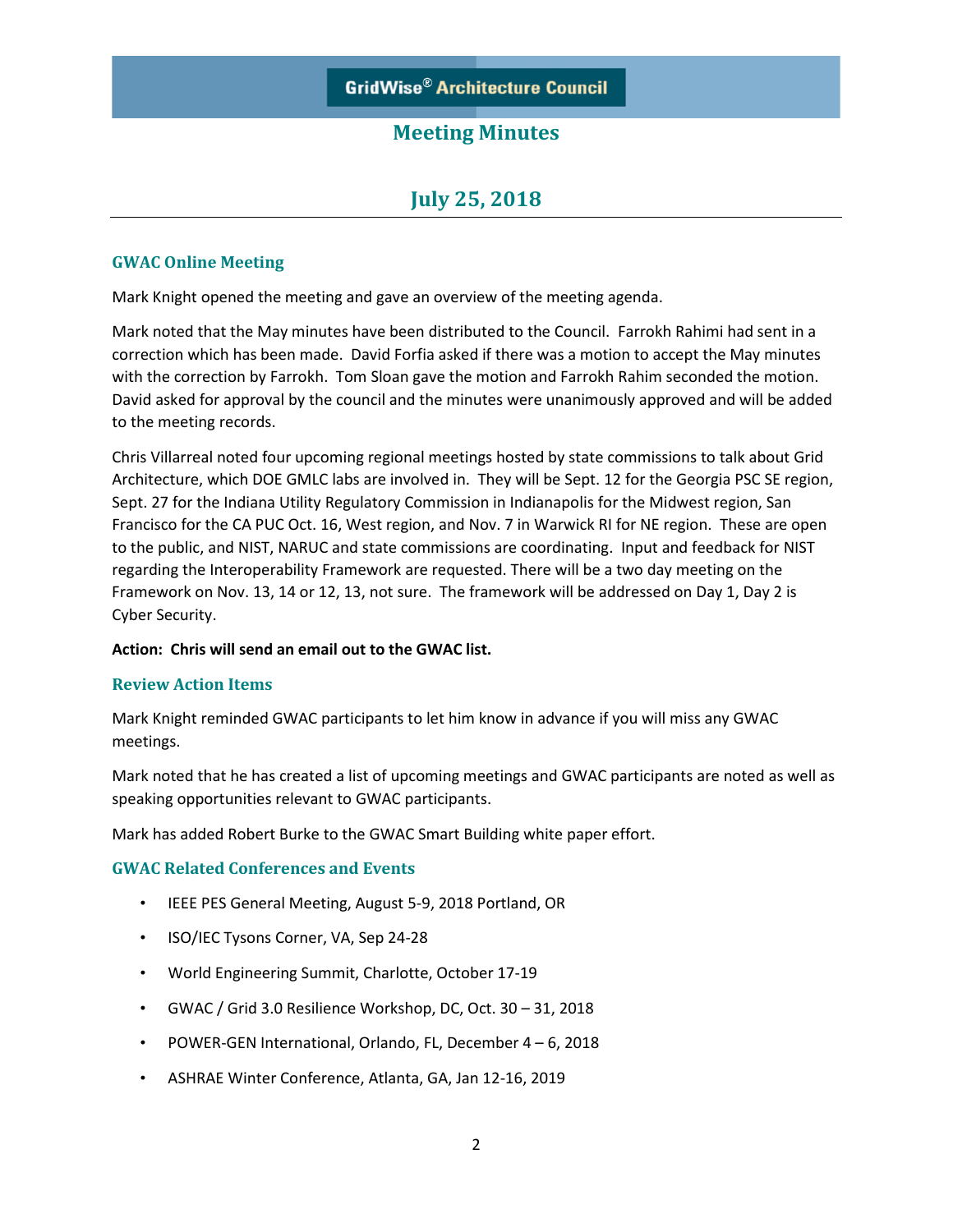GridWise® Architecture Council

# Meeting Minutes

## July 25, 2018

### GWAC Online Meeting

Mark Knight opened the meeting and gave an overview of the meeting agenda.

Mark noted that the May minutes have been distributed to the Council. Farrokh Rahimi had sent in a correction which has been made. David Forfia asked if there was a motion to accept the May minutes with the correction by Farrokh. Tom Sloan gave the motion and Farrokh Rahim seconded the motion. David asked for approval by the council and the minutes were unanimously approved and will be added to the meeting records.

Chris Villarreal noted four upcoming regional meetings hosted by state commissions to talk about Grid Architecture, which DOE GMLC labs are involved in. They will be Sept. 12 for the Georgia PSC SE region, Sept. 27 for the Indiana Utility Regulatory Commission in Indianapolis for the Midwest region, San Francisco for the CA PUC Oct. 16, West region, and Nov. 7 in Warwick RI for NE region. These are open to the public, and NIST, NARUC and state commissions are coordinating. Input and feedback for NIST regarding the Interoperability Framework are requested. There will be a two day meeting on the Framework on Nov. 13, 14 or 12, 13, not sure. The framework will be addressed on Day 1, Day 2 is Cyber Security.

**Action: Chris will send an email out to the GWAC list.**

### Review Action Items

Mark Knight reminded GWAC participants to let him know in advance if you will miss any GWAC meetings.

Mark noted that he has created a list of upcoming meetings and GWAC participants are noted as well as speaking opportunities relevant to GWAC participants.

Mark has added Robert Burke to the GWAC Smart Building white paper effort.

### GWAC Related Conferences and Events

- IEEE PES General Meeting, August 5-9, 2018 Portland, OR
- ISO/IEC Tysons Corner, VA, Sep 24-28
- World Engineering Summit, Charlotte, October 17-19
- GWAC / Grid 3.0 Resilience Workshop, DC, Oct. 30 – 31, 2018
- POWER-GEN International, Orlando, FL, December 4 – 6, 2018
- ASHRAE Winter Conference, Atlanta, GA, Jan 12-16, 2019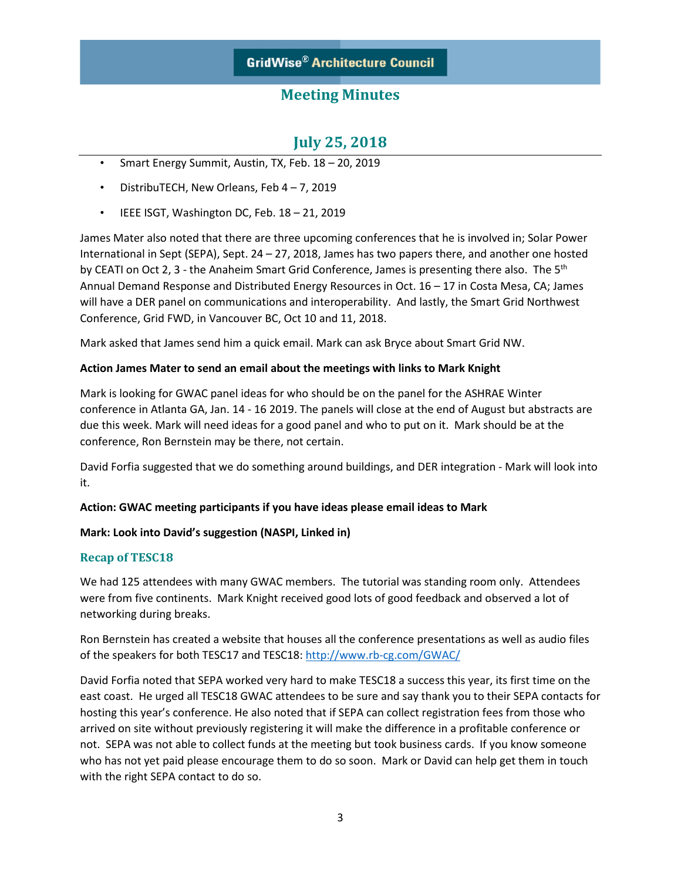- Smart Energy Summit, Austin, TX, Feb. 18 – 20, 2019
- DistribuTECH, New Orleans, Feb 4 – 7, 2019
- IEEE ISGT, Washington DC, Feb. 18 – 21, 2019

James Mater also noted that there are three upcoming conferences that he is involved in; Solar Power International in Sept (SEPA), Sept. 24 – 27, 2018, James has two papers there, and another one hosted by CEATI on Oct 2, 3 - the Anaheim Smart Grid Conference, James is presenting there also. The 5th Annual Demand Response and Distributed Energy Resources in Oct. 16 – 17 in Costa Mesa, CA; James will have a DER panel on communications and interoperability. And lastly, the Smart Grid Northwest Conference, Grid FWD, in Vancouver BC, Oct 10 and 11, 2018.

Mark asked that James send him a quick email. Mark can ask Bryce about Smart Grid NW.

**Action James Mater to send an email about the meetings with links to Mark Knight**

Mark is looking for GWAC panel ideas for who should be on the panel for the ASHRAE Winter conference in Atlanta GA, Jan. 14 - 16 2019. The panels will close at the end of August but abstracts are due this week. Mark will need ideas for a good panel and who to put on it. Mark should be at the conference, Ron Bernstein may be there, not certain.

David Forfia suggested that we do something around buildings, and DER integration - Mark will look into it.

**Action: GWAC meeting participants if you have ideas please email ideas to Mark**

**Mark: Look into David's suggestion (NASPI, Linked in)**

## Recap of TESC18

We had 125 attendees with many GWAC members. The tutorial was standing room only. Attendees were from five continents. Mark Knight received good lots of good feedback and observed a lot of networking during breaks.

Ron Bernstein has created a website that houses all the conference presentations as well as audio files of the speakers for both TESC17 and TESC18: http://www.rb-cg.com/GWAC/

David Forfia noted that SEPA worked very hard to make TESC18 a success this year, its first time on the east coast. He urged all TESC18 GWAC attendees to be sure and say thank you to their SEPA contacts for hosting this year's conference. He also noted that if SEPA can collect registration fees from those who arrived on site without previously registering it will make the difference in a profitable conference or not. SEPA was not able to collect funds at the meeting but took business cards. If you know someone who has not yet paid please encourage them to do so soon. Mark or David can help get them in touch with the right SEPA contact to do so.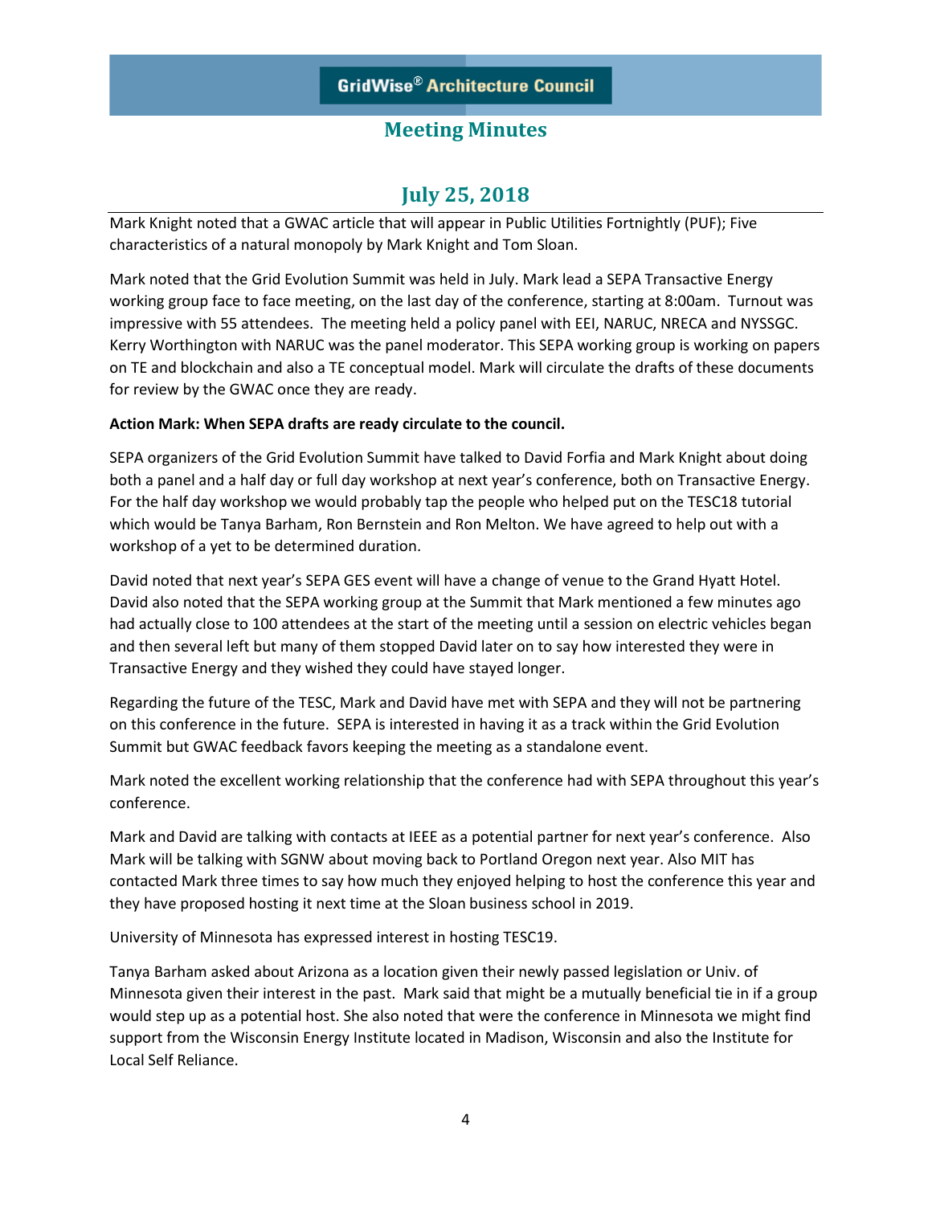# GridWise® Architecture Council

## Meeting Minutes

## July 25, 2018

Mark Knight noted that a GWAC article that will appear in Public Utilities Fortnightly (PUF); Five characteristics of a natural monopoly by Mark Knight and Tom Sloan.

Mark noted that the Grid Evolution Summit was held in July. Mark lead a SEPA Transactive Energy working group face to face meeting, on the last day of the conference, starting at 8:00am. Turnout was impressive with 55 attendees. The meeting held a policy panel with EEI, NARUC, NRECA and NYSSGC. Kerry Worthington with NARUC was the panel moderator. This SEPA working group is working on papers on TE and blockchain and also a TE conceptual model. Mark will circulate the drafts of these documents for review by the GWAC once they are ready.

**Action Mark: When SEPA drafts are ready circulate to the council.**

SEPA organizers of the Grid Evolution Summit have talked to David Forfia and Mark Knight about doing both a panel and a half day or full day workshop at next year's conference, both on Transactive Energy. For the half day workshop we would probably tap the people who helped put on the TESC18 tutorial which would be Tanya Barham, Ron Bernstein and Ron Melton. We have agreed to help out with a workshop of a yet to be determined duration.

David noted that next year's SEPA GES event will have a change of venue to the Grand Hyatt Hotel. David also noted that the SEPA working group at the Summit that Mark mentioned a few minutes ago had actually close to 100 attendees at the start of the meeting until a session on electric vehicles began and then several left but many of them stopped David later on to say how interested they were in Transactive Energy and they wished they could have stayed longer.

Regarding the future of the TESC, Mark and David have met with SEPA and they will not be partnering on this conference in the future. SEPA is interested in having it as a track within the Grid Evolution Summit but GWAC feedback favors keeping the meeting as a standalone event.

Mark noted the excellent working relationship that the conference had with SEPA throughout this year's conference.

Mark and David are talking with contacts at IEEE as a potential partner for next year's conference. Also Mark will be talking with SGNW about moving back to Portland Oregon next year. Also MIT has contacted Mark three times to say how much they enjoyed helping to host the conference this year and they have proposed hosting it next time at the Sloan business school in 2019.

University of Minnesota has expressed interest in hosting TESC19.

Tanya Barham asked about Arizona as a location given their newly passed legislation or Univ. of Minnesota given their interest in the past. Mark said that might be a mutually beneficial tie in if a group would step up as a potential host. She also noted that were the conference in Minnesota we might find support from the Wisconsin Energy Institute located in Madison, Wisconsin and also the Institute for Local Self Reliance.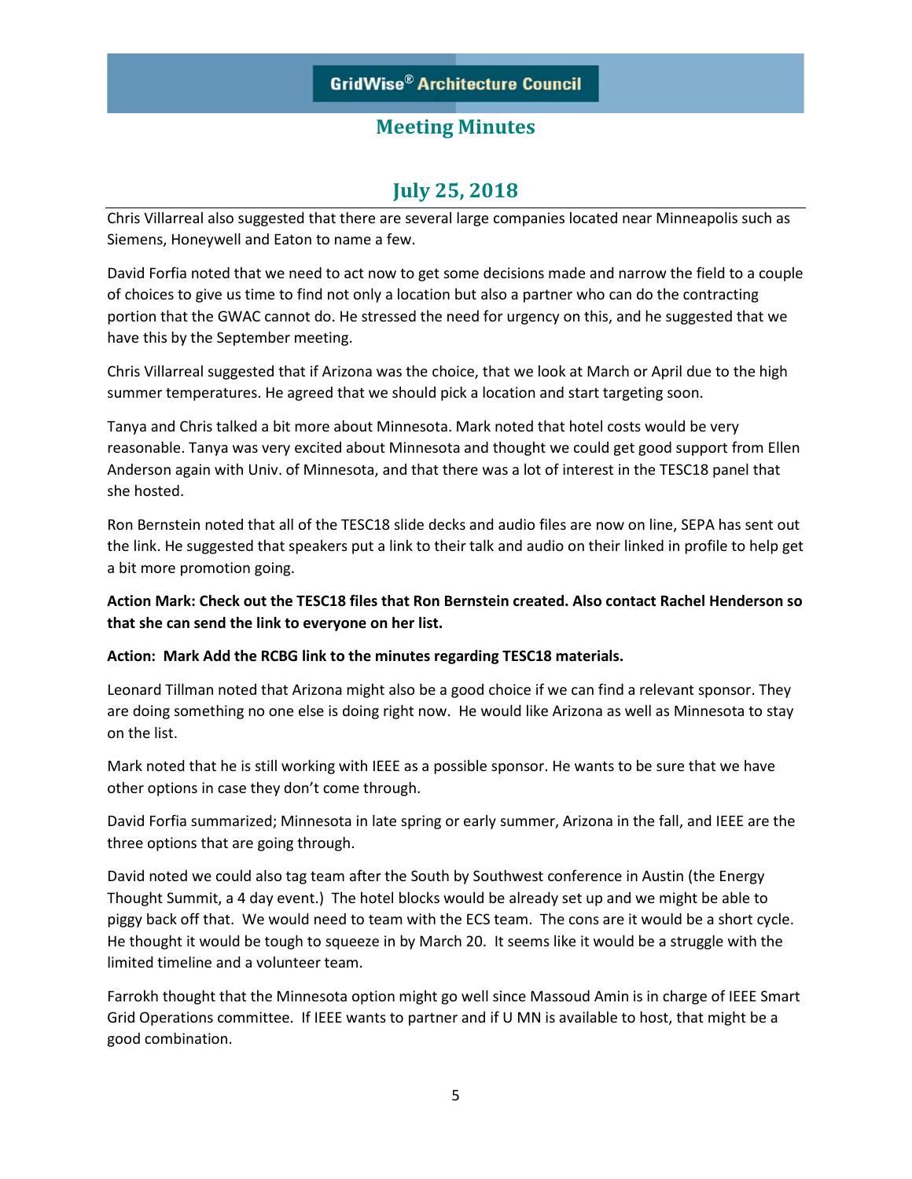Chris Villarreal also suggested that there are several large companies located near Minneapolis such as Siemens, Honeywell and Eaton to name a few.

David Forfia noted that we need to act now to get some decisions made and narrow the field to a couple of choices to give us time to find not only a location but also a partner who can do the contracting portion that the GWAC cannot do. He stressed the need for urgency on this, and he suggested that we have this by the September meeting.

Chris Villarreal suggested that if Arizona was the choice, that we look at March or April due to the high summer temperatures. He agreed that we should pick a location and start targeting soon.

Tanya and Chris talked a bit more about Minnesota. Mark noted that hotel costs would be very reasonable. Tanya was very excited about Minnesota and thought we could get good support from Ellen Anderson again with Univ. of Minnesota, and that there was a lot of interest in the TESC18 panel that she hosted.

Ron Bernstein noted that all of the TESC18 slide decks and audio files are now on line, SEPA has sent out the link. He suggested that speakers put a link to their talk and audio on their linked in profile to help get a bit more promotion going.

**Action Mark: Check out the TESC18 files that Ron Bernstein created. Also contact Rachel Henderson so that she can send the link to everyone on her list.**

**Action: Mark Add the RCBG link to the minutes regarding TESC18 materials.**

Leonard Tillman noted that Arizona might also be a good choice if we can find a relevant sponsor. They are doing something no one else is doing right now. He would like Arizona as well as Minnesota to stay on the list.

Mark noted that he is still working with IEEE as a possible sponsor. He wants to be sure that we have other options in case they don't come through.

David Forfia summarized; Minnesota in late spring or early summer, Arizona in the fall, and IEEE are the three options that are going through.

David noted we could also tag team after the South by Southwest conference in Austin (the Energy Thought Summit, a 4 day event.) The hotel blocks would be already set up and we might be able to piggy back off that. We would need to team with the ECS team. The cons are it would be a short cycle. He thought it would be tough to squeeze in by March 20. It seems like it would be a struggle with the limited timeline and a volunteer team.

Farrokh thought that the Minnesota option might go well since Massoud Amin is in charge of IEEE Smart Grid Operations committee. If IEEE wants to partner and if U MN is available to host, that might be a good combination.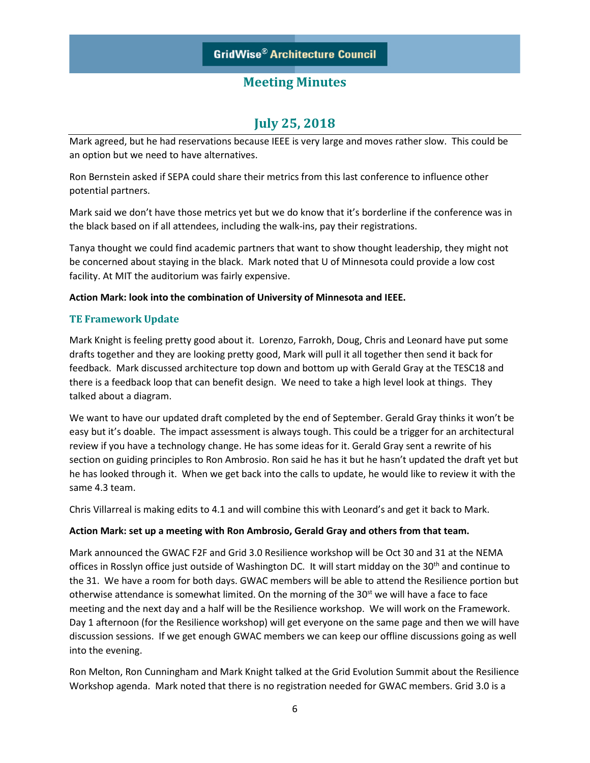Mark agreed, but he had reservations because IEEE is very large and moves rather slow. This could be an option but we need to have alternatives.

Ron Bernstein asked if SEPA could share their metrics from this last conference to influence other potential partners.

Mark said we don't have those metrics yet but we do know that it's borderline if the conference was in the black based on if all attendees, including the walk-ins, pay their registrations.

Tanya thought we could find academic partners that want to show thought leadership, they might not be concerned about staying in the black. Mark noted that U of Minnesota could provide a low cost facility. At MIT the auditorium was fairly expensive.

**Action Mark: look into the combination of University of Minnesota and IEEE.**

## TE Framework Update

Mark Knight is feeling pretty good about it. Lorenzo, Farrokh, Doug, Chris and Leonard have put some drafts together and they are looking pretty good, Mark will pull it all together then send it back for feedback. Mark discussed architecture top down and bottom up with Gerald Gray at the TESC18 and there is a feedback loop that can benefit design. We need to take a high level look at things. They talked about a diagram.

We want to have our updated draft completed by the end of September. Gerald Gray thinks it won't be easy but it's doable. The impact assessment is always tough. This could be a trigger for an architectural review if you have a technology change. He has some ideas for it. Gerald Gray sent a rewrite of his section on guiding principles to Ron Ambrosio. Ron said he has it but he hasn't updated the draft yet but he has looked through it. When we get back into the calls to update, he would like to review it with the same 4.3 team.

Chris Villarreal is making edits to 4.1 and will combine this with Leonard's and get it back to Mark.

**Action Mark: set up a meeting with Ron Ambrosio, Gerald Gray and others from that team.**

Mark announced the GWAC F2F and Grid 3.0 Resilience workshop will be Oct 30 and 31 at the NEMA offices in Rosslyn office just outside of Washington DC. It will start midday on the 30th and continue to the 31. We have a room for both days. GWAC members will be able to attend the Resilience portion but otherwise attendance is somewhat limited. On the morning of the 30st we will have a face to face meeting and the next day and a half will be the Resilience workshop. We will work on the Framework. Day 1 afternoon (for the Resilience workshop) will get everyone on the same page and then we will have discussion sessions. If we get enough GWAC members we can keep our offline discussions going as well into the evening.

Ron Melton, Ron Cunningham and Mark Knight talked at the Grid Evolution Summit about the Resilience Workshop agenda. Mark noted that there is no registration needed for GWAC members. Grid 3.0 is a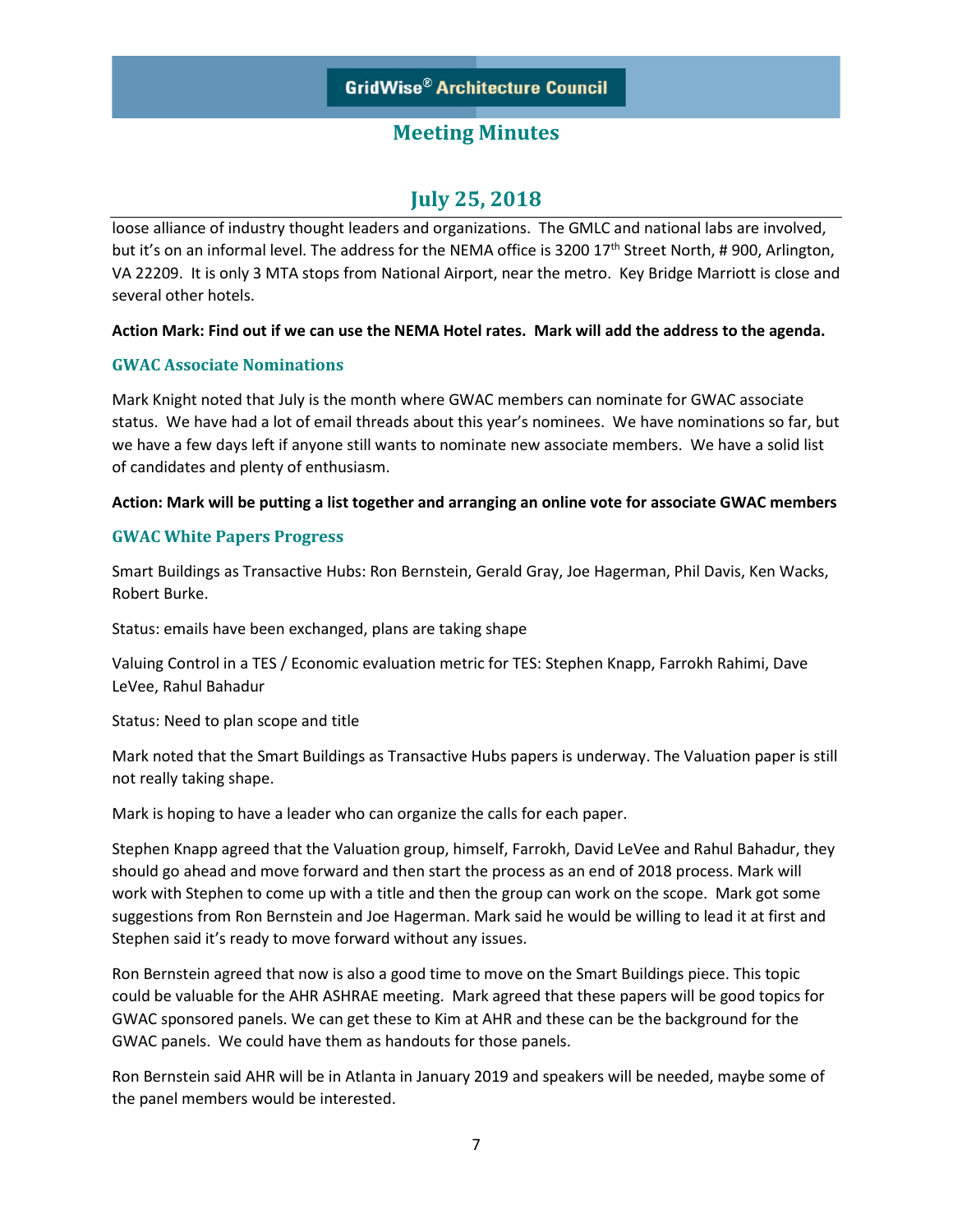loose alliance of industry thought leaders and organizations. The GMLC and national labs are involved, but it's on an informal level. The address for the NEMA office is 3200 17th Street North, # 900, Arlington, VA 22209. It is only 3 MTA stops from National Airport, near the metro. Key Bridge Marriott is close and several other hotels.

**Action Mark: Find out if we can use the NEMA Hotel rates. Mark will add the address to the agenda.**

### GWAC Associate Nominations

Mark Knight noted that July is the month where GWAC members can nominate for GWAC associate status. We have had a lot of email threads about this year's nominees. We have nominations so far, but we have a few days left if anyone still wants to nominate new associate members. We have a solid list of candidates and plenty of enthusiasm.

**Action: Mark will be putting a list together and arranging an online vote for associate GWAC members**

### GWAC White Papers Progress

Smart Buildings as Transactive Hubs: Ron Bernstein, Gerald Gray, Joe Hagerman, Phil Davis, Ken Wacks, Robert Burke.

Status: emails have been exchanged, plans are taking shape

Valuing Control in a TES / Economic evaluation metric for TES: Stephen Knapp, Farrokh Rahimi, Dave LeVee, Rahul Bahadur

Status: Need to plan scope and title

Mark noted that the Smart Buildings as Transactive Hubs papers is underway. The Valuation paper is still not really taking shape.

Mark is hoping to have a leader who can organize the calls for each paper.

Stephen Knapp agreed that the Valuation group, himself, Farrokh, David LeVee and Rahul Bahadur, they should go ahead and move forward and then start the process as an end of 2018 process. Mark will work with Stephen to come up with a title and then the group can work on the scope. Mark got some suggestions from Ron Bernstein and Joe Hagerman. Mark said he would be willing to lead it at first and Stephen said it's ready to move forward without any issues.

Ron Bernstein agreed that now is also a good time to move on the Smart Buildings piece. This topic could be valuable for the AHR ASHRAE meeting. Mark agreed that these papers will be good topics for GWAC sponsored panels. We can get these to Kim at AHR and these can be the background for the GWAC panels. We could have them as handouts for those panels.

Ron Bernstein said AHR will be in Atlanta in January 2019 and speakers will be needed, maybe some of the panel members would be interested.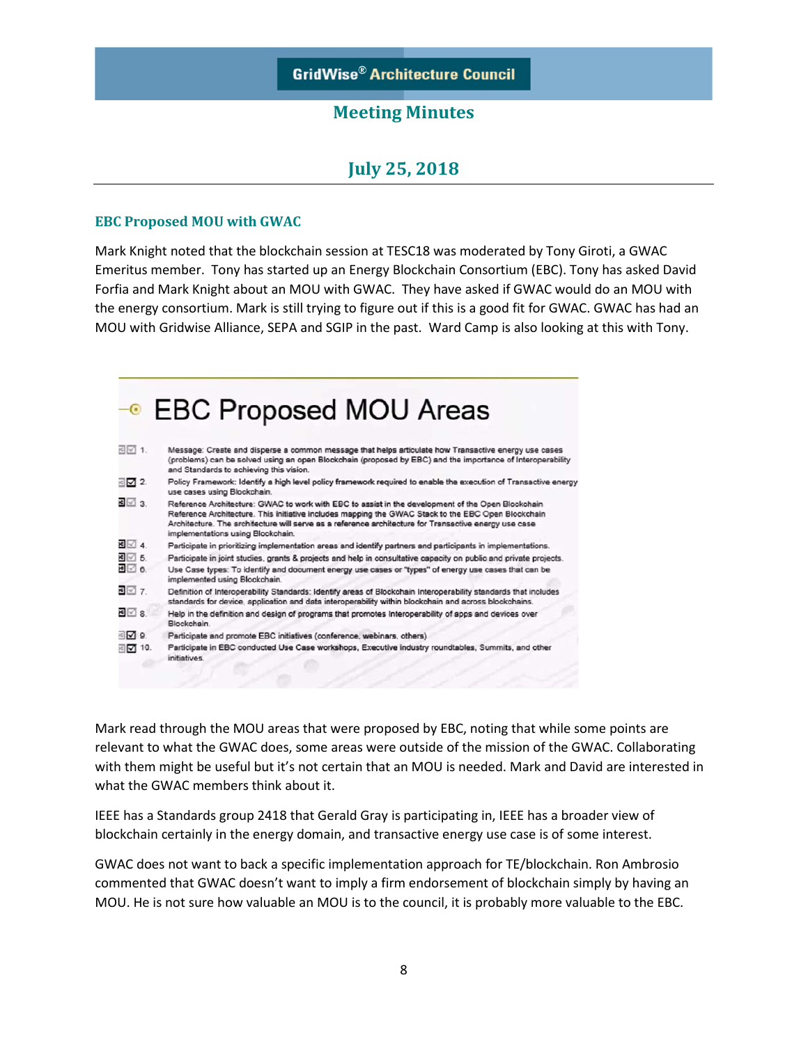# Meeting Minutes

## July 25, 2018

### EBC Proposed MOU with GWAC

Mark Knight noted that the blockchain session at TESC18 was moderated by Tony Giroti, a GWAC Emeritus member. Tony has started up an Energy Blockchain Consortium (EBC). Tony has asked David Forfia and Mark Knight about an MOU with GWAC. They have asked if GWAC would do an MOU with the energy consortium. Mark is still trying to figure out if this is a good fit for GWAC. GWAC has had an MOU with Gridwise Alliance, SEPA and SGIP in the past. Ward Camp is also looking at this with Tony.

**EBC Proposed MOU Areas**

1. Message: Create and disperse a common message that helps articulate how Transactive energy use cases (problems) can be solved using an open Blockchain (proposed by EBC) and the importance of Interoperability and Standards to achieving this vision.
2. Policy Framework: Identify a high level policy framework required to enable the execution of Transactive energy use cases using Blockchain.
3. Reference Architecture: GWAC to work with EBC to assist in the development of the Open Blockchain Reference Architecture. This initiative includes mapping the GWAC Stack to the EBC Open Blockchain Architecture. The architecture will serve as a reference architecture for Transactive energy use case implementations using Blockchain.
4. Participate in prioritizing implementation areas and identify partners and participants in implementations.
5. Participate in joint studies, grants & projects and help in consultative capacity on public and private projects.
6. Use Case types: To identify and document energy use cases or "types" of energy use cases that can be implemented using Blockchain.
7. Definition of Interoperability Standards: Identify areas of Blockchain Interoperability standards that includes standards for device, application and data interoperability within blockchain and across blockchains.
8. Help in the definition and design of programs that promotes interoperability of apps and devices over Blockchain.
9. Participate and promote EBC initiatives (conference, webinars, others)
10. Participate in EBC conducted Use Case workshops, Executive industry roundtables, Summits, and other initiatives.

Mark read through the MOU areas that were proposed by EBC, noting that while some points are relevant to what the GWAC does, some areas were outside of the mission of the GWAC. Collaborating with them might be useful but it's not certain that an MOU is needed. Mark and David are interested in what the GWAC members think about it.

IEEE has a Standards group 2418 that Gerald Gray is participating in, IEEE has a broader view of blockchain certainly in the energy domain, and transactive energy use case is of some interest.

GWAC does not want to back a specific implementation approach for TE/blockchain. Ron Ambrosio commented that GWAC doesn't want to imply a firm endorsement of blockchain simply by having an MOU. He is not sure how valuable an MOU is to the council, it is probably more valuable to the EBC.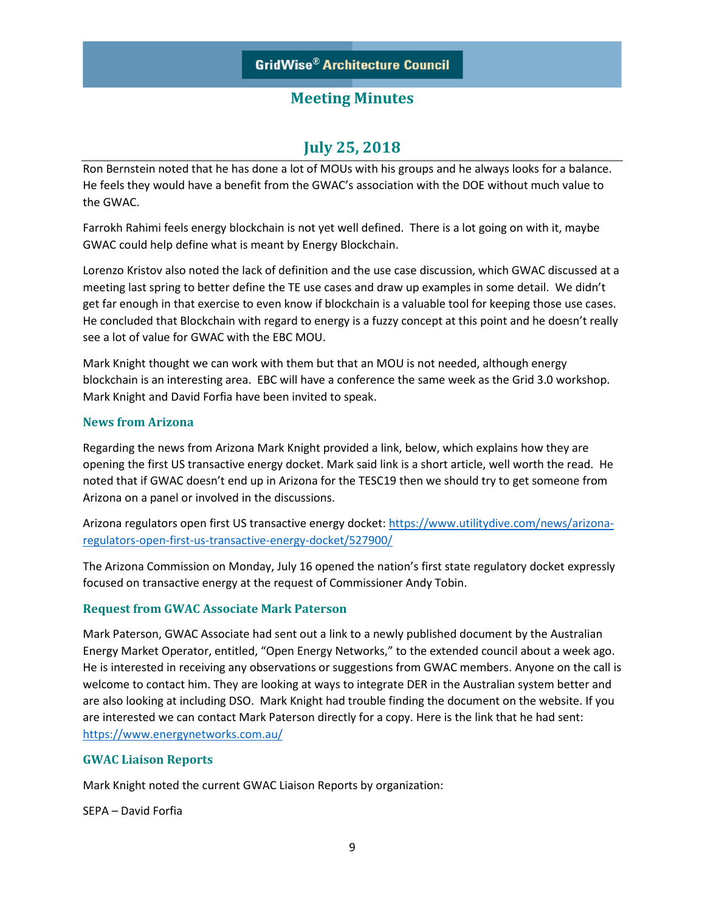Ron Bernstein noted that he has done a lot of MOUs with his groups and he always looks for a balance. He feels they would have a benefit from the GWAC's association with the DOE without much value to the GWAC.

Farrokh Rahimi feels energy blockchain is not yet well defined. There is a lot going on with it, maybe GWAC could help define what is meant by Energy Blockchain.

Lorenzo Kristov also noted the lack of definition and the use case discussion, which GWAC discussed at a meeting last spring to better define the TE use cases and draw up examples in some detail. We didn't get far enough in that exercise to even know if blockchain is a valuable tool for keeping those use cases. He concluded that Blockchain with regard to energy is a fuzzy concept at this point and he doesn't really see a lot of value for GWAC with the EBC MOU.

Mark Knight thought we can work with them but that an MOU is not needed, although energy blockchain is an interesting area. EBC will have a conference the same week as the Grid 3.0 workshop. Mark Knight and David Forfia have been invited to speak.

### News from Arizona

Regarding the news from Arizona Mark Knight provided a link, below, which explains how they are opening the first US transactive energy docket. Mark said link is a short article, well worth the read. He noted that if GWAC doesn't end up in Arizona for the TESC19 then we should try to get someone from Arizona on a panel or involved in the discussions.

Arizona regulators open first US transactive energy docket: https://www.utilitydive.com/news/arizona-regulators-open-first-us-transactive-energy-docket/527900/

The Arizona Commission on Monday, July 16 opened the nation's first state regulatory docket expressly focused on transactive energy at the request of Commissioner Andy Tobin.

### Request from GWAC Associate Mark Paterson

Mark Paterson, GWAC Associate had sent out a link to a newly published document by the Australian Energy Market Operator, entitled, "Open Energy Networks," to the extended council about a week ago. He is interested in receiving any observations or suggestions from GWAC members. Anyone on the call is welcome to contact him. They are looking at ways to integrate DER in the Australian system better and are also looking at including DSO. Mark Knight had trouble finding the document on the website. If you are interested we can contact Mark Paterson directly for a copy. Here is the link that he had sent: https://www.energynetworks.com.au/

### GWAC Liaison Reports

Mark Knight noted the current GWAC Liaison Reports by organization:

SEPA – David Forfia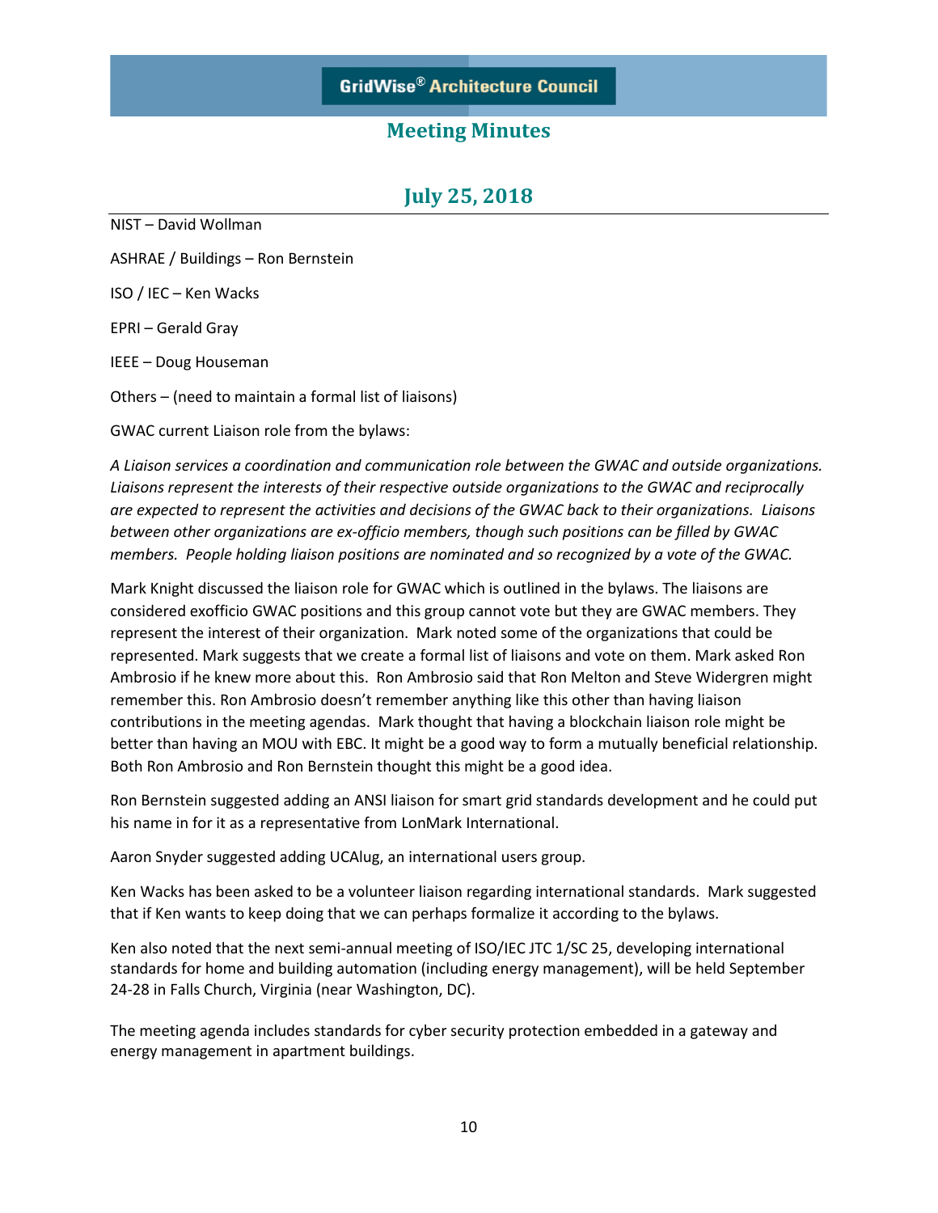# GridWise® Architecture Council

## Meeting Minutes

## July 25, 2018

NIST – David Wollman

ASHRAE / Buildings – Ron Bernstein

ISO / IEC – Ken Wacks

EPRI – Gerald Gray

IEEE – Doug Houseman

Others – (need to maintain a formal list of liaisons)

GWAC current Liaison role from the bylaws:

*A Liaison services a coordination and communication role between the GWAC and outside organizations. Liaisons represent the interests of their respective outside organizations to the GWAC and reciprocally are expected to represent the activities and decisions of the GWAC back to their organizations. Liaisons between other organizations are ex-officio members, though such positions can be filled by GWAC members. People holding liaison positions are nominated and so recognized by a vote of the GWAC.*

Mark Knight discussed the liaison role for GWAC which is outlined in the bylaws. The liaisons are considered exofficio GWAC positions and this group cannot vote but they are GWAC members. They represent the interest of their organization. Mark noted some of the organizations that could be represented. Mark suggests that we create a formal list of liaisons and vote on them. Mark asked Ron Ambrosio if he knew more about this. Ron Ambrosio said that Ron Melton and Steve Widergren might remember this. Ron Ambrosio doesn't remember anything like this other than having liaison contributions in the meeting agendas. Mark thought that having a blockchain liaison role might be better than having an MOU with EBC. It might be a good way to form a mutually beneficial relationship. Both Ron Ambrosio and Ron Bernstein thought this might be a good idea.

Ron Bernstein suggested adding an ANSI liaison for smart grid standards development and he could put his name in for it as a representative from LonMark International.

Aaron Snyder suggested adding UCAlug, an international users group.

Ken Wacks has been asked to be a volunteer liaison regarding international standards. Mark suggested that if Ken wants to keep doing that we can perhaps formalize it according to the bylaws.

Ken also noted that the next semi-annual meeting of ISO/IEC JTC 1/SC 25, developing international standards for home and building automation (including energy management), will be held September 24-28 in Falls Church, Virginia (near Washington, DC).

The meeting agenda includes standards for cyber security protection embedded in a gateway and energy management in apartment buildings.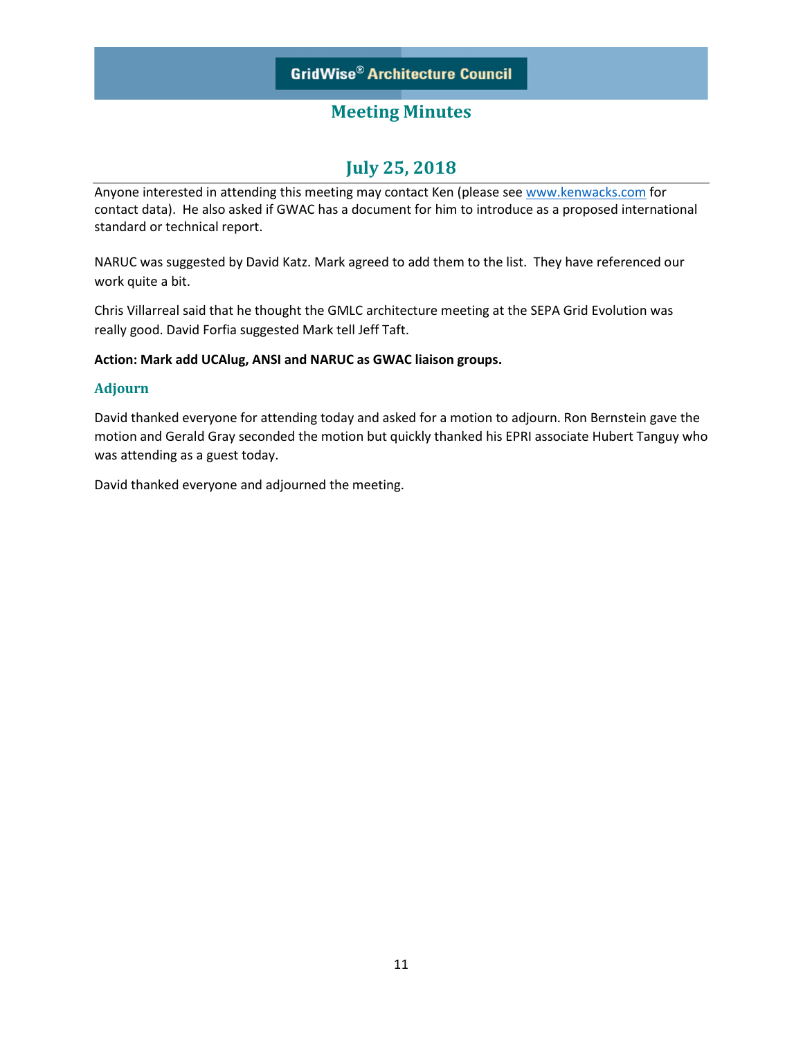Anyone interested in attending this meeting may contact Ken (please see www.kenwacks.com for contact data). He also asked if GWAC has a document for him to introduce as a proposed international standard or technical report.

NARUC was suggested by David Katz. Mark agreed to add them to the list. They have referenced our work quite a bit.

Chris Villarreal said that he thought the GMLC architecture meeting at the SEPA Grid Evolution was really good. David Forfia suggested Mark tell Jeff Taft.

**Action: Mark add UCAlug, ANSI and NARUC as GWAC liaison groups.**

### Adjourn

David thanked everyone for attending today and asked for a motion to adjourn. Ron Bernstein gave the motion and Gerald Gray seconded the motion but quickly thanked his EPRI associate Hubert Tanguy who was attending as a guest today.

David thanked everyone and adjourned the meeting.